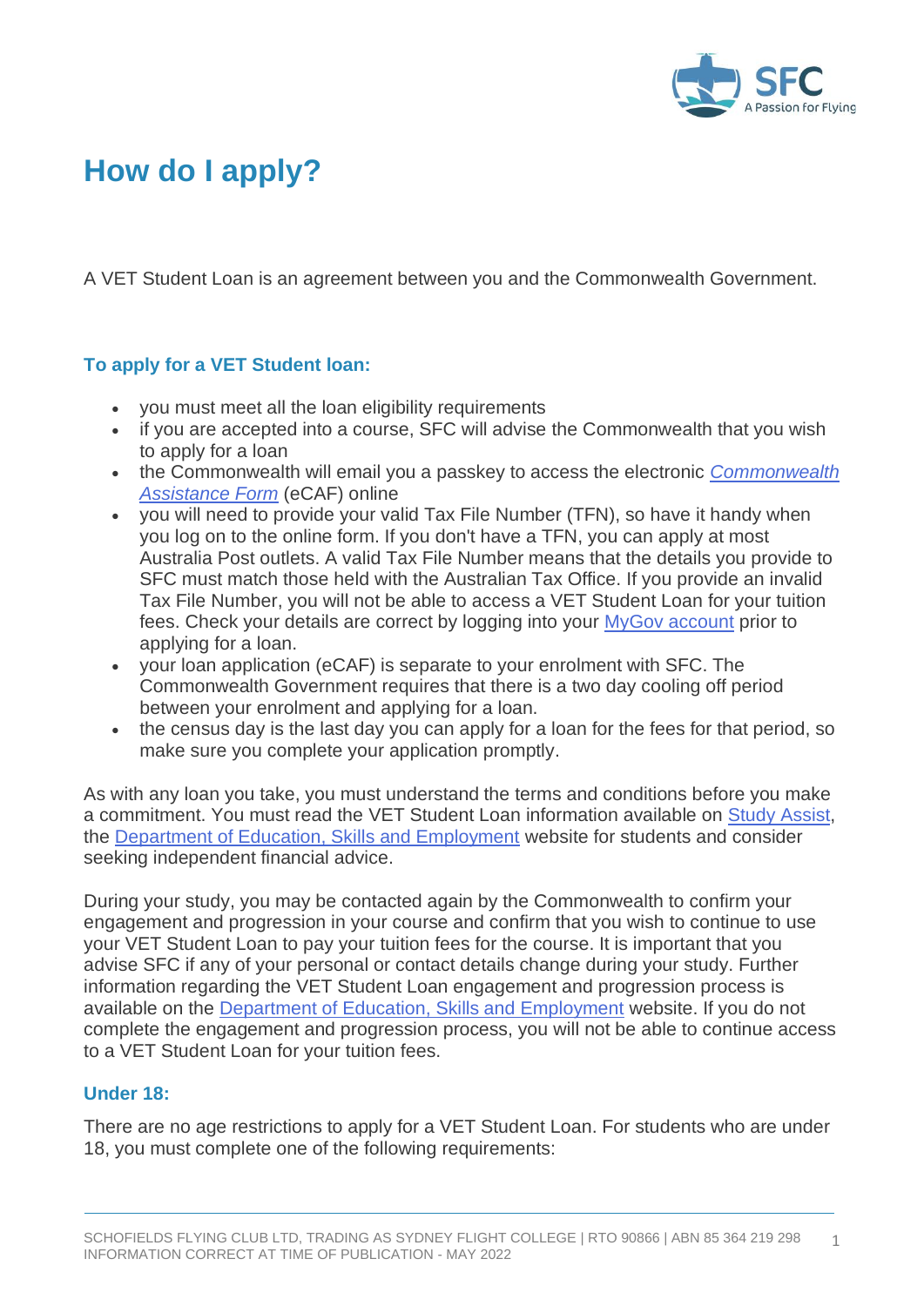# How do I apply?

A VET Student Loan is an agreement between you and the Commonwealth Government.

### To apply for a VET Student loan:

- you must meet all the loan eligibility requirements
- if you are accepted into a course, SFC will advise the Commonwealth that you wish to apply for a loan
- the Commonwealth will email you a passkey to access the electronic *Commonwealth Assistance Form* (eCAF) online
- you will need to provide your valid Tax File Number (TFN), so have it handy when you log on to the online form. If you don't have a TFN, you can apply at most Australia Post outlets. A valid Tax File Number means that the details you provide to SFC must match those held with the Australian Tax Office. If you provide an invalid Tax File Number, you will not be able to access a VET Student Loan for your tuition fees. Check your details are correct by logging into your MyGov account prior to applying for a loan.
- your loan application (eCAF) is separate to your enrolment with SFC. The Commonwealth Government requires that there is a two day cooling off period between your enrolment and applying for a loan.
- the census day is the last day you can apply for a loan for the fees for that period, so make sure you complete your application promptly.

As with any loan you take, you must understand the terms and conditions before you make a commitment. You must read the VET Student Loan information available on Study Assist, the Department of Education, Skills and Employment website for students and consider seeking independent financial advice.

During your study, you may be contacted again by the Commonwealth to confirm your engagement and progression in your course and confirm that you wish to continue to use your VET Student Loan to pay your tuition fees for the course. It is important that you advise SFC if any of your personal or contact details change during your study. Further information regarding the VET Student Loan engagement and progression process is available on the Department of Education, Skills and Employment website. If you do not complete the engagement and progression process, you will not be able to continue access to a VET Student Loan for your tuition fees.

### Under 18:

There are no age restrictions to apply for a VET Student Loan. For students who are under 18, you must complete one of the following requirements: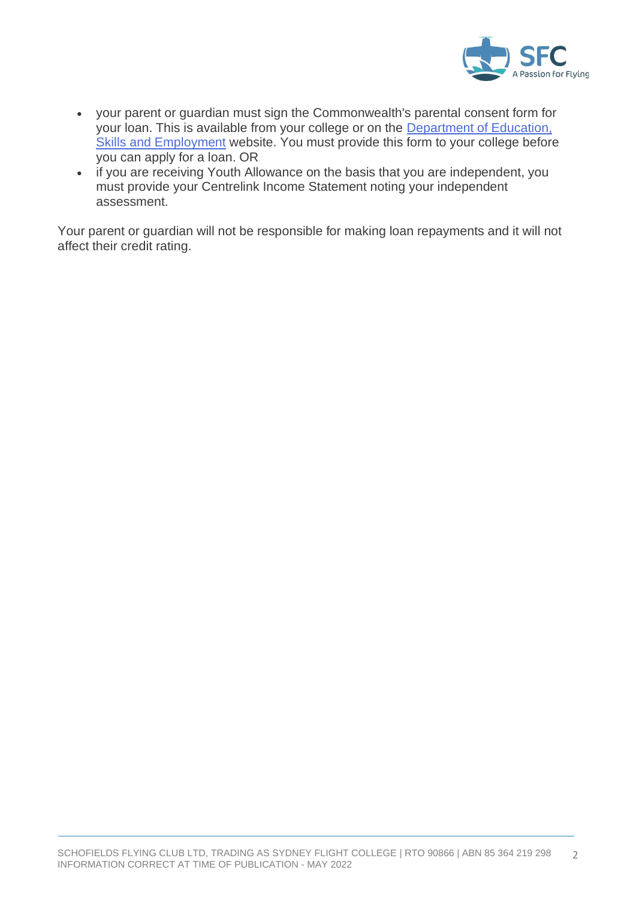- your parent or guardian must sign the Commonwealth's parental consent form for your loan. This is available from your college or on the [Department of Education, Skills and Employment]() website. You must provide this form to your college before you can apply for a loan. OR
- if you are receiving Youth Allowance on the basis that you are independent, you must provide your Centrelink Income Statement noting your independent assessment.

Your parent or guardian will not be responsible for making loan repayments and it will not affect their credit rating.